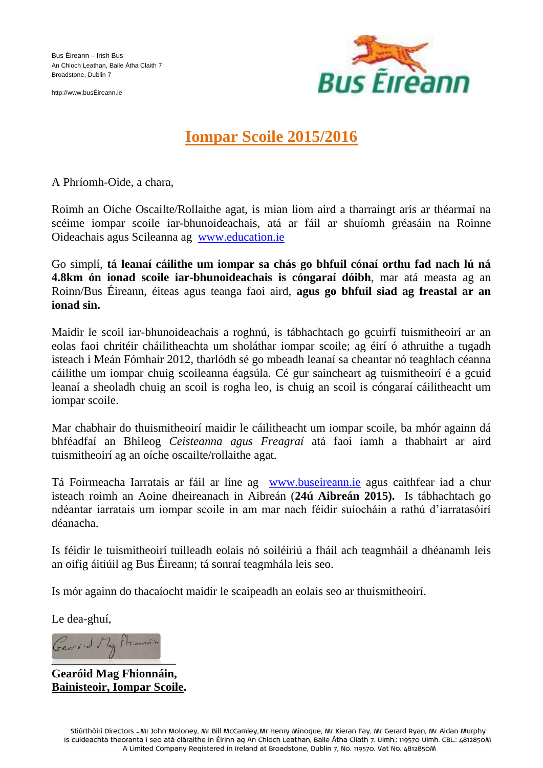Bus Éireann – Irish Bus
An Chloch Leathan, Baile Átha Claith 7
Broadstone, Dublin 7

http://www.busÉireann.ie

# Iompar Scoile 2015/2016

A Phríomh-Oide, a chara,

Roimh an Oíche Oscailte/Rollaithe agat, is mian liom aird a tharraingt arís ar théarmaí na scéime iompar scoile iar-bhunoideachais, atá ar fáil ar shuíomh gréasáin na Roinne Oideachais agus Scileanna ag www.education.ie

Go simplí, **tá leanaí cáilithe um iompar sa chás go bhfuil cónaí orthu fad nach lú ná 4.8km ón ionad scoile iar-bhunoideachais is cóngaraí dóibh**, mar atá measta ag an Roinn/Bus Éireann, éiteas agus teanga faoi aird, **agus go bhfuil siad ag freastal ar an ionad sin.**

Maidir le scoil iar-bhunoideachais a roghnú, is tábhachtach go gcuirfí tuismitheoirí ar an eolas faoi chritéir cháilitheachta um sholáthar iompar scoile; ag éirí ó athruithe a tugadh isteach i Meán Fómhair 2012, tharlódh sé go mbeadh leanaí sa cheantar nó teaghlach céanna cáilithe um iompar chuig scoileanna éagsúla. Cé gur saincheart ag tuismitheoirí é a gcuid leanaí a sheoladh chuig an scoil is rogha leo, is chuig an scoil is cóngaraí cáilitheacht um iompar scoile.

Mar chabhair do thuismitheoirí maidir le cáilitheacht um iompar scoile, ba mhór againn dá bhféadfaí an Bhileog *Ceisteanna agus Freagraí* atá faoi iamh a thabhairt ar aird tuismitheoirí ag an oíche oscailte/rollaithe agat.

Tá Foirmeacha Iarratais ar fáil ar líne ag www.buseireann.ie agus caithfear iad a chur isteach roimh an Aoine dheireanach in Aibreán (**24ú Aibreán 2015).** Is tábhachtach go ndéantar iarratais um iompar scoile in am mar nach féidir suíocháin a rathú d'iarratasóirí déanacha.

Is féidir le tuismitheoirí tuilleadh eolais nó soiléiriú a fháil ach teagmháil a dhéanamh leis an oifig áitiúil ag Bus Éireann; tá sonraí teagmhála leis seo.

Is mór againn do thacaíocht maidir le scaipeadh an eolais seo ar thuismitheoirí.

Le dea-ghuí,

Gearóid Mag Fhionnáin

**Gearóid Mag Fhionnáin,**
**Bainisteoir, Iompar Scoile.**

Stiúrthóirí Directors – Mr John Moloney, Mr Bill McCamley, Mr Henry Minogue, Mr Kieran Fay, Mr Gerard Ryan, Mr Aidan Murphy
Is cuideachta theoranta í seo atá cláraithe in Éirinn ag An Chloch Leathan, Baile Átha Cliath 7. Uimh.: 119570 Uimh. CBL.: 4812850M
A Limited Company Registered in Ireland at Broadstone, Dublin 7, No. 119570. Vat No. 4812850M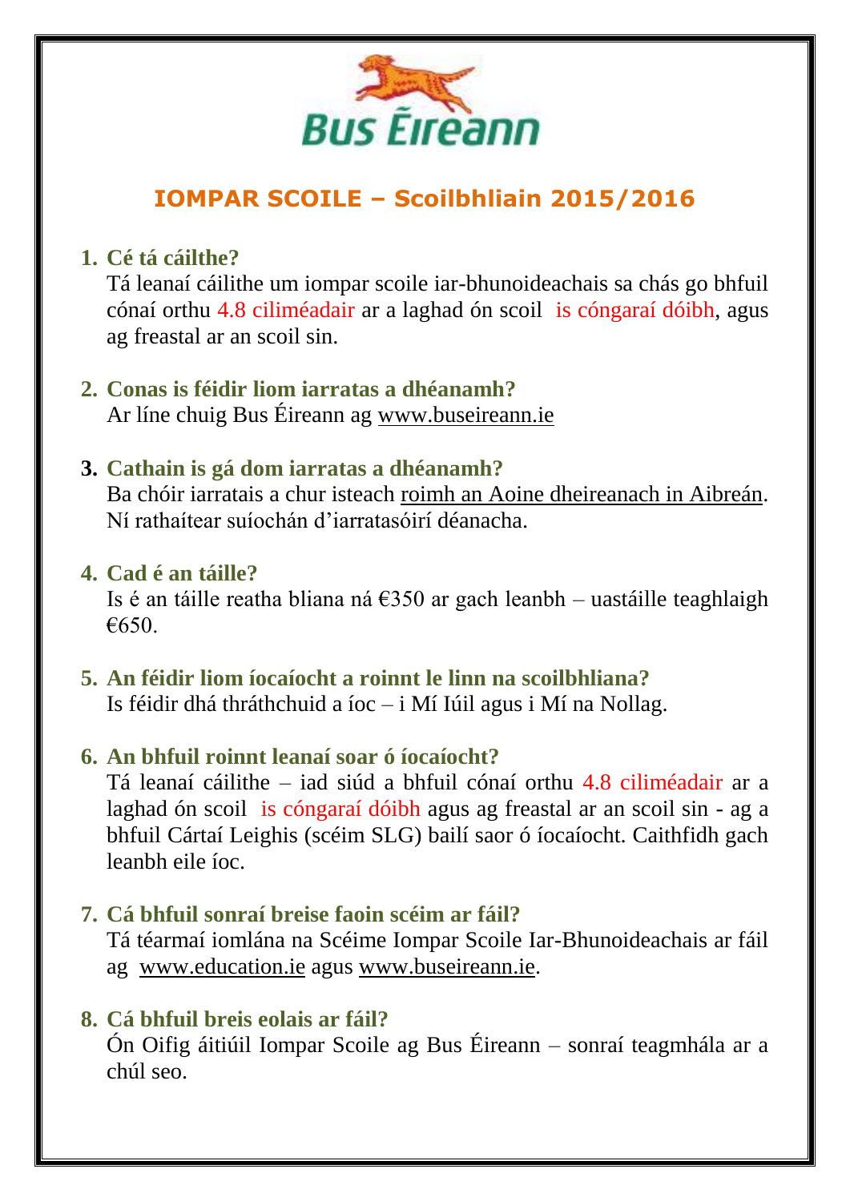Bus Éireann

# IOMPAR SCOILE – Scoilbhliain 2015/2016

1. **Cé tá cáilthe?**
   Tá leanaí cáilithe um iompar scoile iar-bhunoideachais sa chás go bhfuil cónaí orthu 4.8 ciliméadair ar a laghad ón scoil is cóngaraí dóibh, agus ag freastal ar an scoil sin.

2. **Conas is féidir liom iarratas a dhéanamh?**
   Ar líne chuig Bus Éireann ag www.buseireann.ie

3. **Cathain is gá dom iarratas a dhéanamh?**
   Ba chóir iarratais a chur isteach roimh an Aoine dheireanach in Aibreán. Ní rathaítear suíochán d'iarratasóirí déanacha.

4. **Cad é an táille?**
   Is é an táille reatha bliana ná €350 ar gach leanbh – uastáille teaghlaigh €650.

5. **An féidir liom íocaíocht a roinnt le linn na scoilbhliana?**
   Is féidir dhá thráthchuid a íoc – i Mí Iúil agus i Mí na Nollag.

6. **An bhfuil roinnt leanaí soar ó íocaíocht?**
   Tá leanaí cáilithe – iad siúd a bhfuil cónaí orthu 4.8 ciliméadair ar a laghad ón scoil is cóngaraí dóibh agus ag freastal ar an scoil sin - ag a bhfuil Cártaí Leighis (scéim SLG) bailí saor ó íocaíocht. Caithfidh gach leanbh eile íoc.

7. **Cá bhfuil sonraí breise faoin scéim ar fáil?**
   Tá téarmaí iomlána na Scéime Iompar Scoile Iar-Bhunoideachais ar fáil ag www.education.ie agus www.buseireann.ie.

8. **Cá bhfuil breis eolais ar fáil?**
   Ón Oifig áitiúil Iompar Scoile ag Bus Éireann – sonraí teagmhála ar a chúl seo.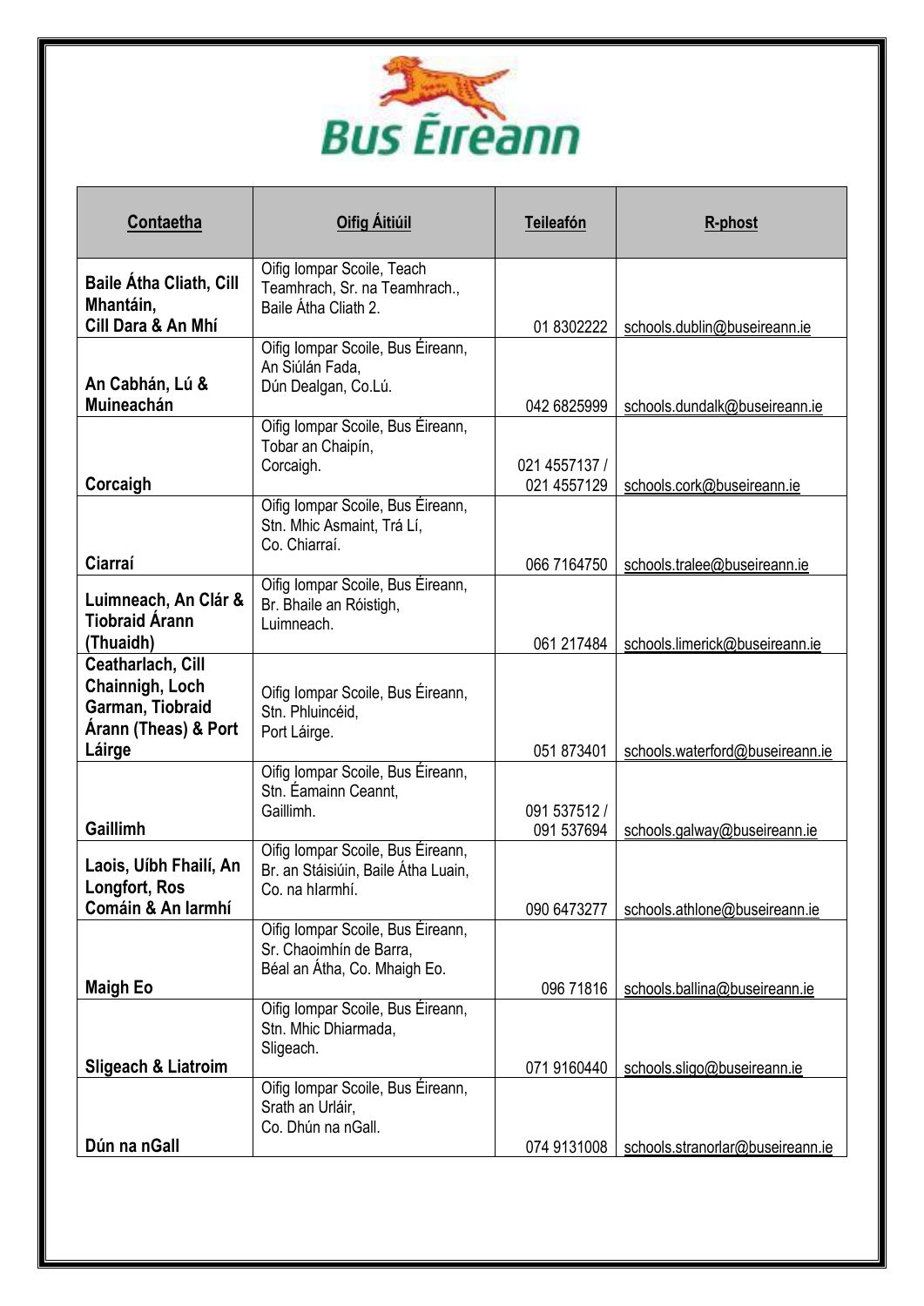Bus Éireann

| Contaetha | Oifig Áitiúil | Teileafón | R-phost |
| --- | --- | --- | --- |
| Baile Átha Cliath, Cill Mhantáin, Cill Dara & An Mhí | Oifig Iompar Scoile, Teach Teamhrach, Sr. na Teamhrach., Baile Átha Cliath 2. | 01 8302222 | schools.dublin@buseireann.ie |
| An Cabhán, Lú & Muineachán | Oifig Iompar Scoile, Bus Éireann, An Siúlán Fada, Dún Dealgan, Co.Lú. | 042 6825999 | schools.dundalk@buseireann.ie |
| Corcaigh | Oifig Iompar Scoile, Bus Éireann, Tobar an Chaipín, Corcaigh. | 021 4557137 / 021 4557129 | schools.cork@buseireann.ie |
| Ciarraí | Oifig Iompar Scoile, Bus Éireann, Stn. Mhic Asmaint, Trá Lí, Co. Chiarraí. | 066 7164750 | schools.tralee@buseireann.ie |
| Luimneach, An Clár & Tiobraid Árann (Thuaidh) | Oifig Iompar Scoile, Bus Éireann, Br. Bhaile an Róistigh, Luimneach. | 061 217484 | schools.limerick@buseireann.ie |
| Ceatharlach, Cill Chainnigh, Loch Garman, Tiobraid Árann (Theas) & Port Láirge | Oifig Iompar Scoile, Bus Éireann, Stn. Phluincéid, Port Láirge. | 051 873401 | schools.waterford@buseireann.ie |
| Gaillimh | Oifig Iompar Scoile, Bus Éireann, Stn. Éamainn Ceannt, Gaillimh. | 091 537512 / 091 537694 | schools.galway@buseireann.ie |
| Laois, Uíbh Fhailí, An Longfort, Ros Comáin & An Iarmhí | Oifig Iompar Scoile, Bus Éireann, Br. an Stáisiúin, Baile Átha Luain, Co. na hIarmhí. | 090 6473277 | schools.athlone@buseireann.ie |
| Maigh Eo | Oifig Iompar Scoile, Bus Éireann, Sr. Chaoimhín de Barra, Béal an Átha, Co. Mhaigh Eo. | 096 71816 | schools.ballina@buseireann.ie |
| Sligeach & Liatroim | Oifig Iompar Scoile, Bus Éireann, Stn. Mhic Dhiarmada, Sligeach. | 071 9160440 | schools.sligo@buseireann.ie |
| Dún na nGall | Oifig Iompar Scoile, Bus Éireann, Srath an Urláir, Co. Dhún na nGall. | 074 9131008 | schools.stranorlar@buseireann.ie |